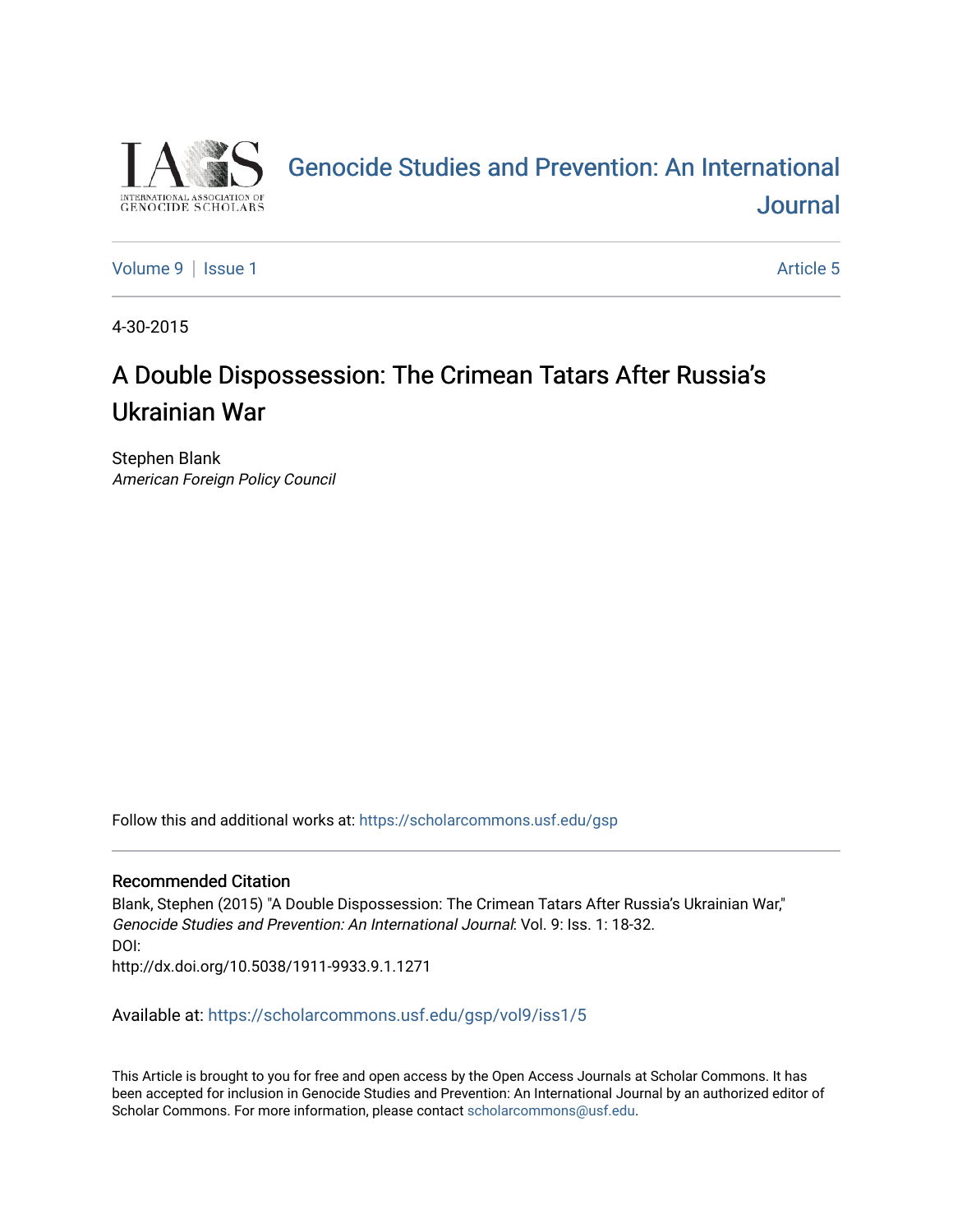# Genocide Studies and Prevention: An International Journal

Volume 9 | Issue 1 Article 5

4-30-2015

## A Double Dispossession: The Crimean Tatars After Russia's Ukrainian War

Stephen Blank
*American Foreign Policy Council*

Follow this and additional works at: https://scholarcommons.usf.edu/gsp

### Recommended Citation

Blank, Stephen (2015) "A Double Dispossession: The Crimean Tatars After Russia's Ukrainian War," *Genocide Studies and Prevention: An International Journal*: Vol. 9: Iss. 1: 18-32.
DOI:
http://dx.doi.org/10.5038/1911-9933.9.1.1271

Available at: https://scholarcommons.usf.edu/gsp/vol9/iss1/5

This Article is brought to you for free and open access by the Open Access Journals at Scholar Commons. It has been accepted for inclusion in Genocide Studies and Prevention: An International Journal by an authorized editor of Scholar Commons. For more information, please contact scholarcommons@usf.edu.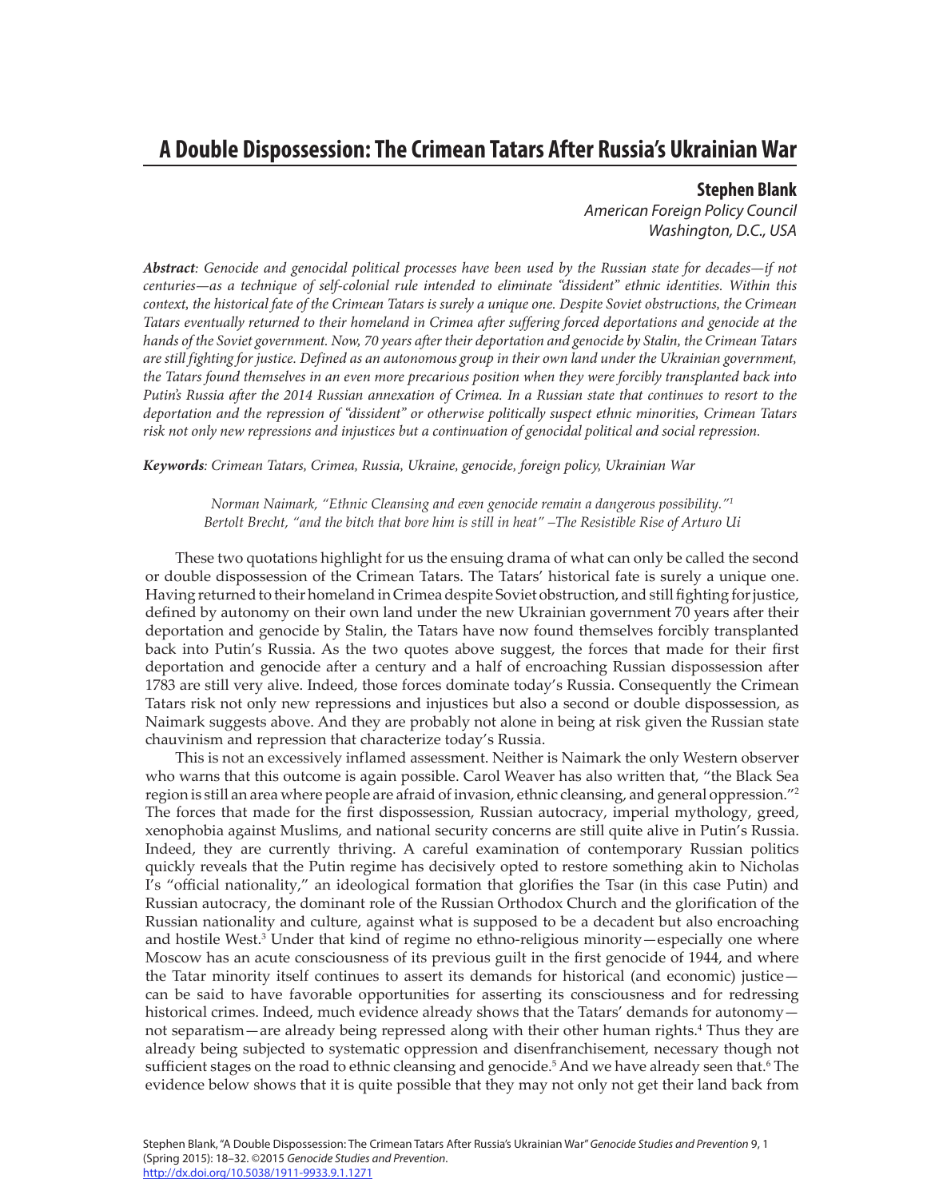# A Double Dispossession: The Crimean Tatars After Russia's Ukrainian War

**Stephen Blank**
*American Foreign Policy Council*
*Washington, D.C., USA*

***Abstract****: Genocide and genocidal political processes have been used by the Russian state for decades—if not centuries—as a technique of self-colonial rule intended to eliminate "dissident" ethnic identities. Within this context, the historical fate of the Crimean Tatars is surely a unique one. Despite Soviet obstructions, the Crimean Tatars eventually returned to their homeland in Crimea after suffering forced deportations and genocide at the hands of the Soviet government. Now, 70 years after their deportation and genocide by Stalin, the Crimean Tatars are still fighting for justice. Defined as an autonomous group in their own land under the Ukrainian government, the Tatars found themselves in an even more precarious position when they were forcibly transplanted back into Putin's Russia after the 2014 Russian annexation of Crimea. In a Russian state that continues to resort to the deportation and the repression of "dissident" or otherwise politically suspect ethnic minorities, Crimean Tatars risk not only new repressions and injustices but a continuation of genocidal political and social repression.*

***Keywords****: Crimean Tatars, Crimea, Russia, Ukraine, genocide, foreign policy, Ukrainian War*

> *Norman Naimark, "Ethnic Cleansing and even genocide remain a dangerous possibility."*[1]
> *Bertolt Brecht, "and the bitch that bore him is still in heat" –The Resistible Rise of Arturo Ui*

These two quotations highlight for us the ensuing drama of what can only be called the second or double dispossession of the Crimean Tatars. The Tatars' historical fate is surely a unique one. Having returned to their homeland in Crimea despite Soviet obstruction, and still fighting for justice, defined by autonomy on their own land under the new Ukrainian government 70 years after their deportation and genocide by Stalin, the Tatars have now found themselves forcibly transplanted back into Putin's Russia. As the two quotes above suggest, the forces that made for their first deportation and genocide after a century and a half of encroaching Russian dispossession after 1783 are still very alive. Indeed, those forces dominate today's Russia. Consequently the Crimean Tatars risk not only new repressions and injustices but also a second or double dispossession, as Naimark suggests above. And they are probably not alone in being at risk given the Russian state chauvinism and repression that characterize today's Russia.

This is not an excessively inflamed assessment. Neither is Naimark the only Western observer who warns that this outcome is again possible. Carol Weaver has also written that, "the Black Sea region is still an area where people are afraid of invasion, ethnic cleansing, and general oppression."[2] The forces that made for the first dispossession, Russian autocracy, imperial mythology, greed, xenophobia against Muslims, and national security concerns are still quite alive in Putin's Russia. Indeed, they are currently thriving. A careful examination of contemporary Russian politics quickly reveals that the Putin regime has decisively opted to restore something akin to Nicholas I's "official nationality," an ideological formation that glorifies the Tsar (in this case Putin) and Russian autocracy, the dominant role of the Russian Orthodox Church and the glorification of the Russian nationality and culture, against what is supposed to be a decadent but also encroaching and hostile West.[3] Under that kind of regime no ethno-religious minority—especially one where Moscow has an acute consciousness of its previous guilt in the first genocide of 1944, and where the Tatar minority itself continues to assert its demands for historical (and economic) justice—can be said to have favorable opportunities for asserting its consciousness and for redressing historical crimes. Indeed, much evidence already shows that the Tatars' demands for autonomy—not separatism—are already being repressed along with their other human rights.[4] Thus they are already being subjected to systematic oppression and disenfranchisement, necessary though not sufficient stages on the road to ethnic cleansing and genocide.[5] And we have already seen that.[6] The evidence below shows that it is quite possible that they may not only not get their land back from

Stephen Blank, "A Double Dispossession: The Crimean Tatars After Russia's Ukrainian War" *Genocide Studies and Prevention* 9, 1 (Spring 2015): 18–32. ©2015 *Genocide Studies and Prevention*.
http://dx.doi.org/10.5038/1911-9933.9.1.1271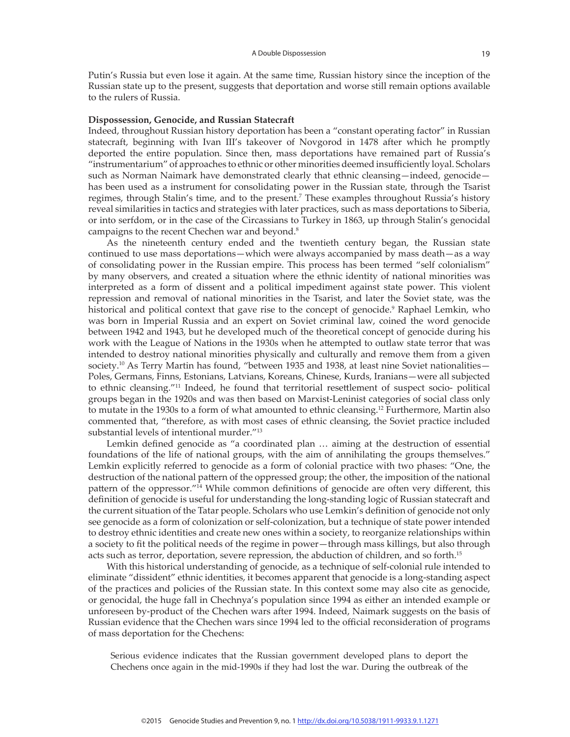Putin's Russia but even lose it again. At the same time, Russian history since the inception of the Russian state up to the present, suggests that deportation and worse still remain options available to the rulers of Russia.

**Dispossession, Genocide, and Russian Statecraft**

Indeed, throughout Russian history deportation has been a "constant operating factor" in Russian statecraft, beginning with Ivan III's takeover of Novgorod in 1478 after which he promptly deported the entire population. Since then, mass deportations have remained part of Russia's "instrumentarium" of approaches to ethnic or other minorities deemed insufficiently loyal. Scholars such as Norman Naimark have demonstrated clearly that ethnic cleansing—indeed, genocide—has been used as a instrument for consolidating power in the Russian state, through the Tsarist regimes, through Stalin's time, and to the present.[7] These examples throughout Russia's history reveal similarities in tactics and strategies with later practices, such as mass deportations to Siberia, or into serfdom, or in the case of the Circassians to Turkey in 1863, up through Stalin's genocidal campaigns to the recent Chechen war and beyond.[8]

As the nineteenth century ended and the twentieth century began, the Russian state continued to use mass deportations—which were always accompanied by mass death—as a way of consolidating power in the Russian empire. This process has been termed "self colonialism" by many observers, and created a situation where the ethnic identity of national minorities was interpreted as a form of dissent and a political impediment against state power. This violent repression and removal of national minorities in the Tsarist, and later the Soviet state, was the historical and political context that gave rise to the concept of genocide.[9] Raphael Lemkin, who was born in Imperial Russia and an expert on Soviet criminal law, coined the word genocide between 1942 and 1943, but he developed much of the theoretical concept of genocide during his work with the League of Nations in the 1930s when he attempted to outlaw state terror that was intended to destroy national minorities physically and culturally and remove them from a given society.[10] As Terry Martin has found, "between 1935 and 1938, at least nine Soviet nationalities—Poles, Germans, Finns, Estonians, Latvians, Koreans, Chinese, Kurds, Iranians—were all subjected to ethnic cleansing."[11] Indeed, he found that territorial resettlement of suspect socio- political groups began in the 1920s and was then based on Marxist-Leninist categories of social class only to mutate in the 1930s to a form of what amounted to ethnic cleansing.[12] Furthermore, Martin also commented that, "therefore, as with most cases of ethnic cleansing, the Soviet practice included substantial levels of intentional murder."[13]

Lemkin defined genocide as "a coordinated plan … aiming at the destruction of essential foundations of the life of national groups, with the aim of annihilating the groups themselves." Lemkin explicitly referred to genocide as a form of colonial practice with two phases: "One, the destruction of the national pattern of the oppressed group; the other, the imposition of the national pattern of the oppressor."[14] While common definitions of genocide are often very different, this definition of genocide is useful for understanding the long-standing logic of Russian statecraft and the current situation of the Tatar people. Scholars who use Lemkin's definition of genocide not only see genocide as a form of colonization or self-colonization, but a technique of state power intended to destroy ethnic identities and create new ones within a society, to reorganize relationships within a society to fit the political needs of the regime in power—through mass killings, but also through acts such as terror, deportation, severe repression, the abduction of children, and so forth.[15]

With this historical understanding of genocide, as a technique of self-colonial rule intended to eliminate "dissident" ethnic identities, it becomes apparent that genocide is a long-standing aspect of the practices and policies of the Russian state. In this context some may also cite as genocide, or genocidal, the huge fall in Chechnya's population since 1994 as either an intended example or unforeseen by-product of the Chechen wars after 1994. Indeed, Naimark suggests on the basis of Russian evidence that the Chechen wars since 1994 led to the official reconsideration of programs of mass deportation for the Chechens:

> Serious evidence indicates that the Russian government developed plans to deport the Chechens once again in the mid-1990s if they had lost the war. During the outbreak of the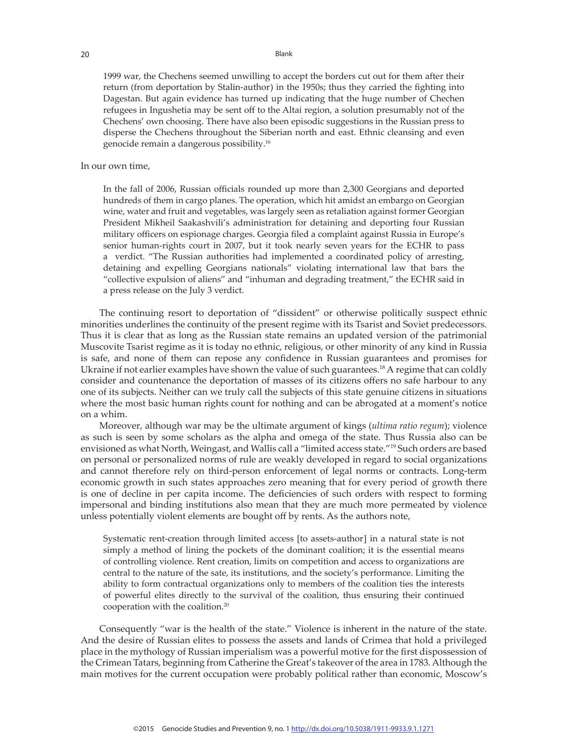> 1999 war, the Chechens seemed unwilling to accept the borders cut out for them after their return (from deportation by Stalin-author) in the 1950s; thus they carried the fighting into Dagestan. But again evidence has turned up indicating that the huge number of Chechen refugees in Ingushetia may be sent off to the Altai region, a solution presumably not of the Chechens' own choosing. There have also been episodic suggestions in the Russian press to disperse the Chechens throughout the Siberian north and east. Ethnic cleansing and even genocide remain a dangerous possibility.[16]

In our own time,

> In the fall of 2006, Russian officials rounded up more than 2,300 Georgians and deported hundreds of them in cargo planes. The operation, which hit amidst an embargo on Georgian wine, water and fruit and vegetables, was largely seen as retaliation against former Georgian President Mikheil Saakashvili's administration for detaining and deporting four Russian military officers on espionage charges. Georgia filed a complaint against Russia in Europe's senior human-rights court in 2007, but it took nearly seven years for the ECHR to pass a verdict. "The Russian authorities had implemented a coordinated policy of arresting, detaining and expelling Georgians nationals" violating international law that bars the "collective expulsion of aliens" and "inhuman and degrading treatment," the ECHR said in a press release on the July 3 verdict.

The continuing resort to deportation of "dissident" or otherwise politically suspect ethnic minorities underlines the continuity of the present regime with its Tsarist and Soviet predecessors. Thus it is clear that as long as the Russian state remains an updated version of the patrimonial Muscovite Tsarist regime as it is today no ethnic, religious, or other minority of any kind in Russia is safe, and none of them can repose any confidence in Russian guarantees and promises for Ukraine if not earlier examples have shown the value of such guarantees.[18] A regime that can coldly consider and countenance the deportation of masses of its citizens offers no safe harbour to any one of its subjects. Neither can we truly call the subjects of this state genuine citizens in situations where the most basic human rights count for nothing and can be abrogated at a moment's notice on a whim.

Moreover, although war may be the ultimate argument of kings (*ultima ratio regum*); violence as such is seen by some scholars as the alpha and omega of the state. Thus Russia also can be envisioned as what North, Weingast, and Wallis call a "limited access state."[19] Such orders are based on personal or personalized norms of rule are weakly developed in regard to social organizations and cannot therefore rely on third-person enforcement of legal norms or contracts. Long-term economic growth in such states approaches zero meaning that for every period of growth there is one of decline in per capita income. The deficiencies of such orders with respect to forming impersonal and binding institutions also mean that they are much more permeated by violence unless potentially violent elements are bought off by rents. As the authors note,

> Systematic rent-creation through limited access [to assets-author] in a natural state is not simply a method of lining the pockets of the dominant coalition; it is the essential means of controlling violence. Rent creation, limits on competition and access to organizations are central to the nature of the sate, its institutions, and the society's performance. Limiting the ability to form contractual organizations only to members of the coalition ties the interests of powerful elites directly to the survival of the coalition, thus ensuring their continued cooperation with the coalition.[20]

Consequently "war is the health of the state." Violence is inherent in the nature of the state. And the desire of Russian elites to possess the assets and lands of Crimea that hold a privileged place in the mythology of Russian imperialism was a powerful motive for the first dispossession of the Crimean Tatars, beginning from Catherine the Great's takeover of the area in 1783. Although the main motives for the current occupation were probably political rather than economic, Moscow's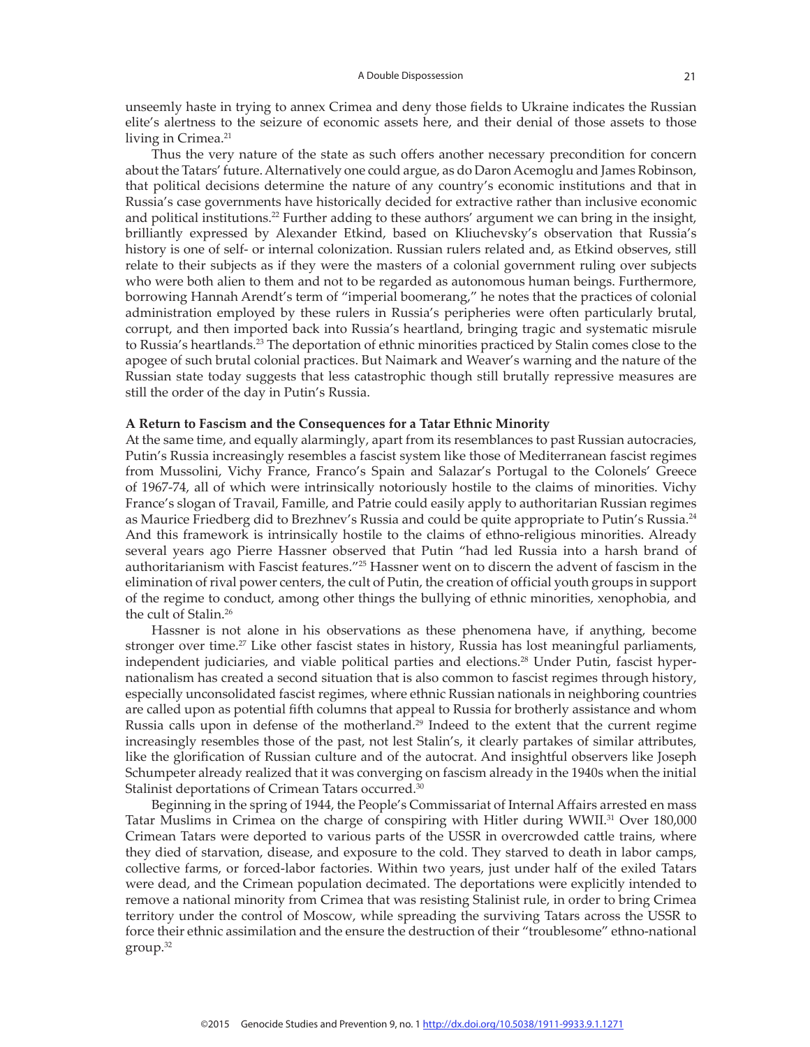unseemly haste in trying to annex Crimea and deny those fields to Ukraine indicates the Russian elite's alertness to the seizure of economic assets here, and their denial of those assets to those living in Crimea.[21]

Thus the very nature of the state as such offers another necessary precondition for concern about the Tatars' future. Alternatively one could argue, as do Daron Acemoglu and James Robinson, that political decisions determine the nature of any country's economic institutions and that in Russia's case governments have historically decided for extractive rather than inclusive economic and political institutions.[22] Further adding to these authors' argument we can bring in the insight, brilliantly expressed by Alexander Etkind, based on Kliuchevsky's observation that Russia's history is one of self- or internal colonization. Russian rulers related and, as Etkind observes, still relate to their subjects as if they were the masters of a colonial government ruling over subjects who were both alien to them and not to be regarded as autonomous human beings. Furthermore, borrowing Hannah Arendt's term of "imperial boomerang," he notes that the practices of colonial administration employed by these rulers in Russia's peripheries were often particularly brutal, corrupt, and then imported back into Russia's heartland, bringing tragic and systematic misrule to Russia's heartlands.[23] The deportation of ethnic minorities practiced by Stalin comes close to the apogee of such brutal colonial practices. But Naimark and Weaver's warning and the nature of the Russian state today suggests that less catastrophic though still brutally repressive measures are still the order of the day in Putin's Russia.

**A Return to Fascism and the Consequences for a Tatar Ethnic Minority**

At the same time, and equally alarmingly, apart from its resemblances to past Russian autocracies, Putin's Russia increasingly resembles a fascist system like those of Mediterranean fascist regimes from Mussolini, Vichy France, Franco's Spain and Salazar's Portugal to the Colonels' Greece of 1967-74, all of which were intrinsically notoriously hostile to the claims of minorities. Vichy France's slogan of Travail, Famille, and Patrie could easily apply to authoritarian Russian regimes as Maurice Friedberg did to Brezhnev's Russia and could be quite appropriate to Putin's Russia.[24] And this framework is intrinsically hostile to the claims of ethno-religious minorities. Already several years ago Pierre Hassner observed that Putin "had led Russia into a harsh brand of authoritarianism with Fascist features."[25] Hassner went on to discern the advent of fascism in the elimination of rival power centers, the cult of Putin, the creation of official youth groups in support of the regime to conduct, among other things the bullying of ethnic minorities, xenophobia, and the cult of Stalin.[26]

Hassner is not alone in his observations as these phenomena have, if anything, become stronger over time.[27] Like other fascist states in history, Russia has lost meaningful parliaments, independent judiciaries, and viable political parties and elections.[28] Under Putin, fascist hyper-nationalism has created a second situation that is also common to fascist regimes through history, especially unconsolidated fascist regimes, where ethnic Russian nationals in neighboring countries are called upon as potential fifth columns that appeal to Russia for brotherly assistance and whom Russia calls upon in defense of the motherland.[29] Indeed to the extent that the current regime increasingly resembles those of the past, not lest Stalin's, it clearly partakes of similar attributes, like the glorification of Russian culture and of the autocrat. And insightful observers like Joseph Schumpeter already realized that it was converging on fascism already in the 1940s when the initial Stalinist deportations of Crimean Tatars occurred.[30]

Beginning in the spring of 1944, the People's Commissariat of Internal Affairs arrested en mass Tatar Muslims in Crimea on the charge of conspiring with Hitler during WWII.[31] Over 180,000 Crimean Tatars were deported to various parts of the USSR in overcrowded cattle trains, where they died of starvation, disease, and exposure to the cold. They starved to death in labor camps, collective farms, or forced-labor factories. Within two years, just under half of the exiled Tatars were dead, and the Crimean population decimated. The deportations were explicitly intended to remove a national minority from Crimea that was resisting Stalinist rule, in order to bring Crimea territory under the control of Moscow, while spreading the surviving Tatars across the USSR to force their ethnic assimilation and the ensure the destruction of their "troublesome" ethno-national group.[32]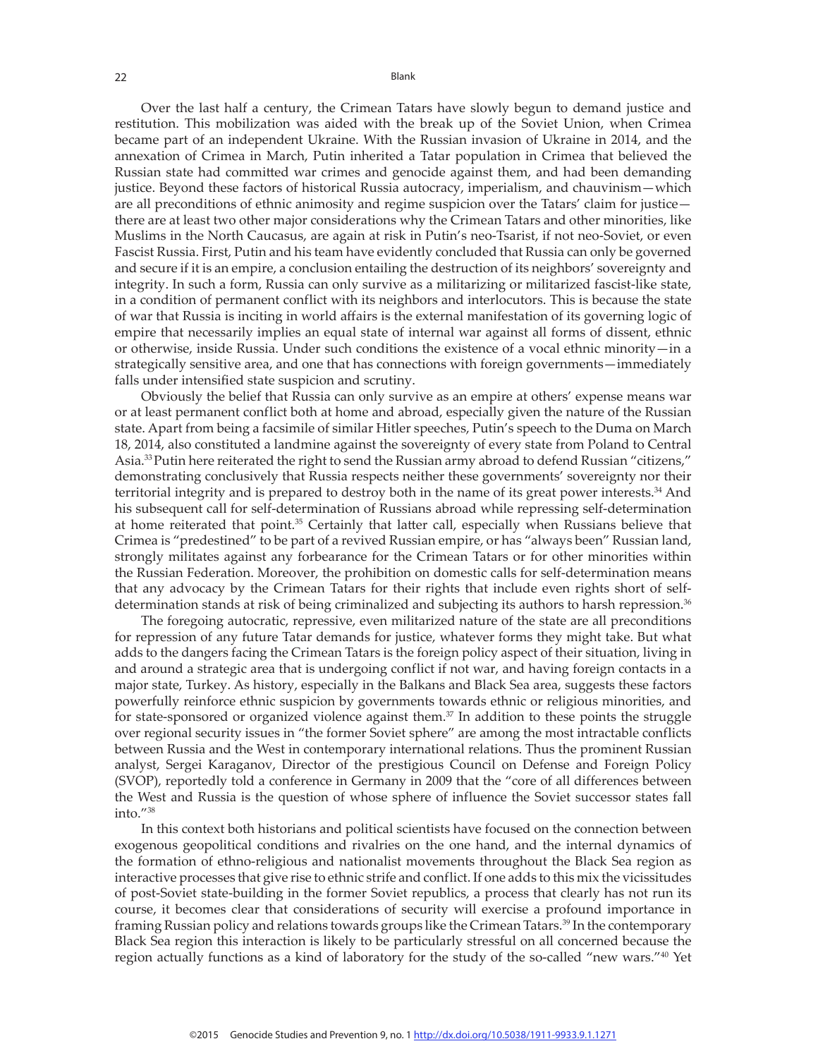Over the last half a century, the Crimean Tatars have slowly begun to demand justice and restitution. This mobilization was aided with the break up of the Soviet Union, when Crimea became part of an independent Ukraine. With the Russian invasion of Ukraine in 2014, and the annexation of Crimea in March, Putin inherited a Tatar population in Crimea that believed the Russian state had committed war crimes and genocide against them, and had been demanding justice. Beyond these factors of historical Russia autocracy, imperialism, and chauvinism—which are all preconditions of ethnic animosity and regime suspicion over the Tatars' claim for justice—there are at least two other major considerations why the Crimean Tatars and other minorities, like Muslims in the North Caucasus, are again at risk in Putin's neo-Tsarist, if not neo-Soviet, or even Fascist Russia. First, Putin and his team have evidently concluded that Russia can only be governed and secure if it is an empire, a conclusion entailing the destruction of its neighbors' sovereignty and integrity. In such a form, Russia can only survive as a militarizing or militarized fascist-like state, in a condition of permanent conflict with its neighbors and interlocutors. This is because the state of war that Russia is inciting in world affairs is the external manifestation of its governing logic of empire that necessarily implies an equal state of internal war against all forms of dissent, ethnic or otherwise, inside Russia. Under such conditions the existence of a vocal ethnic minority—in a strategically sensitive area, and one that has connections with foreign governments—immediately falls under intensified state suspicion and scrutiny.

Obviously the belief that Russia can only survive as an empire at others' expense means war or at least permanent conflict both at home and abroad, especially given the nature of the Russian state. Apart from being a facsimile of similar Hitler speeches, Putin's speech to the Duma on March 18, 2014, also constituted a landmine against the sovereignty of every state from Poland to Central Asia.[33] Putin here reiterated the right to send the Russian army abroad to defend Russian "citizens," demonstrating conclusively that Russia respects neither these governments' sovereignty nor their territorial integrity and is prepared to destroy both in the name of its great power interests.[34] And his subsequent call for self-determination of Russians abroad while repressing self-determination at home reiterated that point.[35] Certainly that latter call, especially when Russians believe that Crimea is "predestined" to be part of a revived Russian empire, or has "always been" Russian land, strongly militates against any forbearance for the Crimean Tatars or for other minorities within the Russian Federation. Moreover, the prohibition on domestic calls for self-determination means that any advocacy by the Crimean Tatars for their rights that include even rights short of self-determination stands at risk of being criminalized and subjecting its authors to harsh repression.[36]

The foregoing autocratic, repressive, even militarized nature of the state are all preconditions for repression of any future Tatar demands for justice, whatever forms they might take. But what adds to the dangers facing the Crimean Tatars is the foreign policy aspect of their situation, living in and around a strategic area that is undergoing conflict if not war, and having foreign contacts in a major state, Turkey. As history, especially in the Balkans and Black Sea area, suggests these factors powerfully reinforce ethnic suspicion by governments towards ethnic or religious minorities, and for state-sponsored or organized violence against them.[37] In addition to these points the struggle over regional security issues in "the former Soviet sphere" are among the most intractable conflicts between Russia and the West in contemporary international relations. Thus the prominent Russian analyst, Sergei Karaganov, Director of the prestigious Council on Defense and Foreign Policy (SVOP), reportedly told a conference in Germany in 2009 that the "core of all differences between the West and Russia is the question of whose sphere of influence the Soviet successor states fall into."[38]

In this context both historians and political scientists have focused on the connection between exogenous geopolitical conditions and rivalries on the one hand, and the internal dynamics of the formation of ethno-religious and nationalist movements throughout the Black Sea region as interactive processes that give rise to ethnic strife and conflict. If one adds to this mix the vicissitudes of post-Soviet state-building in the former Soviet republics, a process that clearly has not run its course, it becomes clear that considerations of security will exercise a profound importance in framing Russian policy and relations towards groups like the Crimean Tatars.[39] In the contemporary Black Sea region this interaction is likely to be particularly stressful on all concerned because the region actually functions as a kind of laboratory for the study of the so-called "new wars."[40] Yet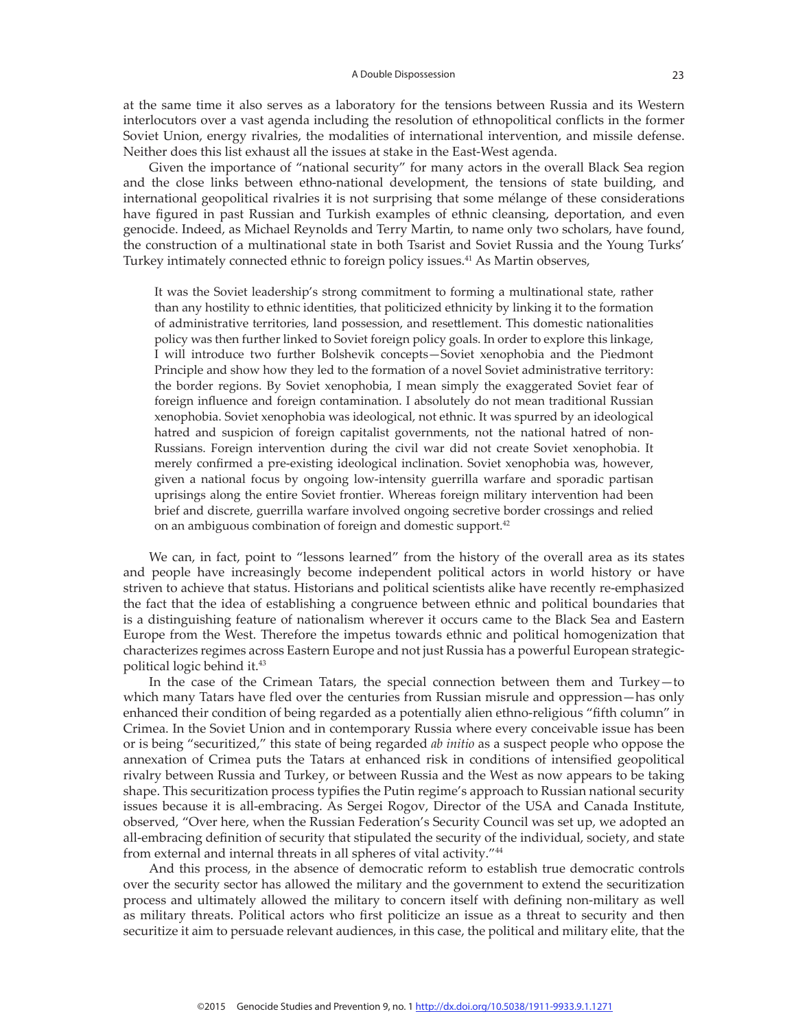at the same time it also serves as a laboratory for the tensions between Russia and its Western interlocutors over a vast agenda including the resolution of ethnopolitical conflicts in the former Soviet Union, energy rivalries, the modalities of international intervention, and missile defense. Neither does this list exhaust all the issues at stake in the East-West agenda.

Given the importance of "national security" for many actors in the overall Black Sea region and the close links between ethno-national development, the tensions of state building, and international geopolitical rivalries it is not surprising that some mélange of these considerations have figured in past Russian and Turkish examples of ethnic cleansing, deportation, and even genocide. Indeed, as Michael Reynolds and Terry Martin, to name only two scholars, have found, the construction of a multinational state in both Tsarist and Soviet Russia and the Young Turks' Turkey intimately connected ethnic to foreign policy issues.[41] As Martin observes,

> It was the Soviet leadership's strong commitment to forming a multinational state, rather than any hostility to ethnic identities, that politicized ethnicity by linking it to the formation of administrative territories, land possession, and resettlement. This domestic nationalities policy was then further linked to Soviet foreign policy goals. In order to explore this linkage, I will introduce two further Bolshevik concepts—Soviet xenophobia and the Piedmont Principle and show how they led to the formation of a novel Soviet administrative territory: the border regions. By Soviet xenophobia, I mean simply the exaggerated Soviet fear of foreign influence and foreign contamination. I absolutely do not mean traditional Russian xenophobia. Soviet xenophobia was ideological, not ethnic. It was spurred by an ideological hatred and suspicion of foreign capitalist governments, not the national hatred of non-Russians. Foreign intervention during the civil war did not create Soviet xenophobia. It merely confirmed a pre-existing ideological inclination. Soviet xenophobia was, however, given a national focus by ongoing low-intensity guerrilla warfare and sporadic partisan uprisings along the entire Soviet frontier. Whereas foreign military intervention had been brief and discrete, guerrilla warfare involved ongoing secretive border crossings and relied on an ambiguous combination of foreign and domestic support.[42]

We can, in fact, point to "lessons learned" from the history of the overall area as its states and people have increasingly become independent political actors in world history or have striven to achieve that status. Historians and political scientists alike have recently re-emphasized the fact that the idea of establishing a congruence between ethnic and political boundaries that is a distinguishing feature of nationalism wherever it occurs came to the Black Sea and Eastern Europe from the West. Therefore the impetus towards ethnic and political homogenization that characterizes regimes across Eastern Europe and not just Russia has a powerful European strategic-political logic behind it.[43]

In the case of the Crimean Tatars, the special connection between them and Turkey—to which many Tatars have fled over the centuries from Russian misrule and oppression—has only enhanced their condition of being regarded as a potentially alien ethno-religious "fifth column" in Crimea. In the Soviet Union and in contemporary Russia where every conceivable issue has been or is being "securitized," this state of being regarded *ab initio* as a suspect people who oppose the annexation of Crimea puts the Tatars at enhanced risk in conditions of intensified geopolitical rivalry between Russia and Turkey, or between Russia and the West as now appears to be taking shape. This securitization process typifies the Putin regime's approach to Russian national security issues because it is all-embracing. As Sergei Rogov, Director of the USA and Canada Institute, observed, "Over here, when the Russian Federation's Security Council was set up, we adopted an all-embracing definition of security that stipulated the security of the individual, society, and state from external and internal threats in all spheres of vital activity."[44]

And this process, in the absence of democratic reform to establish true democratic controls over the security sector has allowed the military and the government to extend the securitization process and ultimately allowed the military to concern itself with defining non-military as well as military threats. Political actors who first politicize an issue as a threat to security and then securitize it aim to persuade relevant audiences, in this case, the political and military elite, that the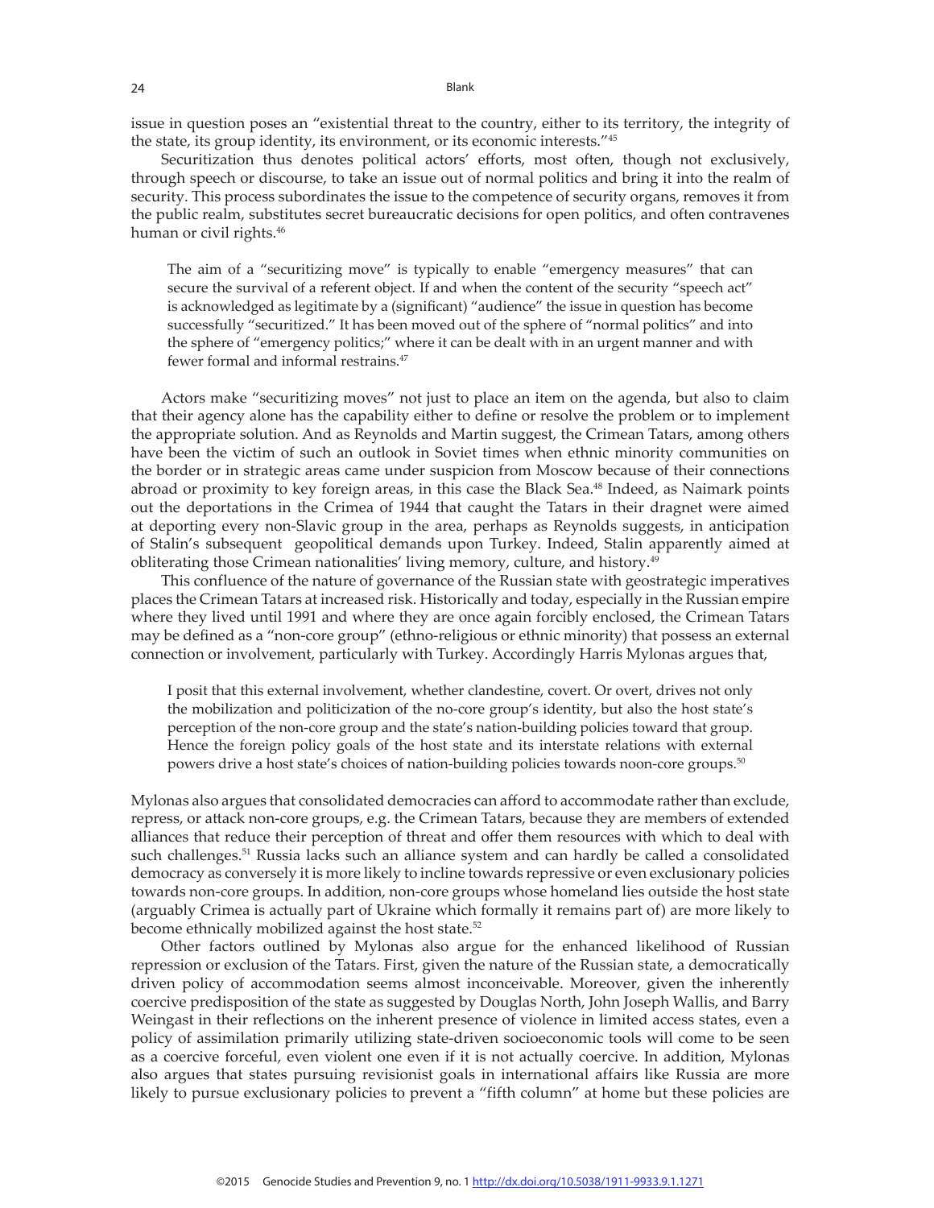issue in question poses an "existential threat to the country, either to its territory, the integrity of the state, its group identity, its environment, or its economic interests."[45]

Securitization thus denotes political actors' efforts, most often, though not exclusively, through speech or discourse, to take an issue out of normal politics and bring it into the realm of security. This process subordinates the issue to the competence of security organs, removes it from the public realm, substitutes secret bureaucratic decisions for open politics, and often contravenes human or civil rights.[46]

> The aim of a "securitizing move" is typically to enable "emergency measures" that can secure the survival of a referent object. If and when the content of the security "speech act" is acknowledged as legitimate by a (significant) "audience" the issue in question has become successfully "securitized." It has been moved out of the sphere of "normal politics" and into the sphere of "emergency politics;" where it can be dealt with in an urgent manner and with fewer formal and informal restrains.[47]

Actors make "securitizing moves" not just to place an item on the agenda, but also to claim that their agency alone has the capability either to define or resolve the problem or to implement the appropriate solution. And as Reynolds and Martin suggest, the Crimean Tatars, among others have been the victim of such an outlook in Soviet times when ethnic minority communities on the border or in strategic areas came under suspicion from Moscow because of their connections abroad or proximity to key foreign areas, in this case the Black Sea.[48] Indeed, as Naimark points out the deportations in the Crimea of 1944 that caught the Tatars in their dragnet were aimed at deporting every non-Slavic group in the area, perhaps as Reynolds suggests, in anticipation of Stalin's subsequent geopolitical demands upon Turkey. Indeed, Stalin apparently aimed at obliterating those Crimean nationalities' living memory, culture, and history.[49]

This confluence of the nature of governance of the Russian state with geostrategic imperatives places the Crimean Tatars at increased risk. Historically and today, especially in the Russian empire where they lived until 1991 and where they are once again forcibly enclosed, the Crimean Tatars may be defined as a "non-core group" (ethno-religious or ethnic minority) that possess an external connection or involvement, particularly with Turkey. Accordingly Harris Mylonas argues that,

> I posit that this external involvement, whether clandestine, covert. Or overt, drives not only the mobilization and politicization of the no-core group's identity, but also the host state's perception of the non-core group and the state's nation-building policies toward that group. Hence the foreign policy goals of the host state and its interstate relations with external powers drive a host state's choices of nation-building policies towards noon-core groups.[50]

Mylonas also argues that consolidated democracies can afford to accommodate rather than exclude, repress, or attack non-core groups, e.g. the Crimean Tatars, because they are members of extended alliances that reduce their perception of threat and offer them resources with which to deal with such challenges.[51] Russia lacks such an alliance system and can hardly be called a consolidated democracy as conversely it is more likely to incline towards repressive or even exclusionary policies towards non-core groups. In addition, non-core groups whose homeland lies outside the host state (arguably Crimea is actually part of Ukraine which formally it remains part of) are more likely to become ethnically mobilized against the host state.[52]

Other factors outlined by Mylonas also argue for the enhanced likelihood of Russian repression or exclusion of the Tatars. First, given the nature of the Russian state, a democratically driven policy of accommodation seems almost inconceivable. Moreover, given the inherently coercive predisposition of the state as suggested by Douglas North, John Joseph Wallis, and Barry Weingast in their reflections on the inherent presence of violence in limited access states, even a policy of assimilation primarily utilizing state-driven socioeconomic tools will come to be seen as a coercive forceful, even violent one even if it is not actually coercive. In addition, Mylonas also argues that states pursuing revisionist goals in international affairs like Russia are more likely to pursue exclusionary policies to prevent a "fifth column" at home but these policies are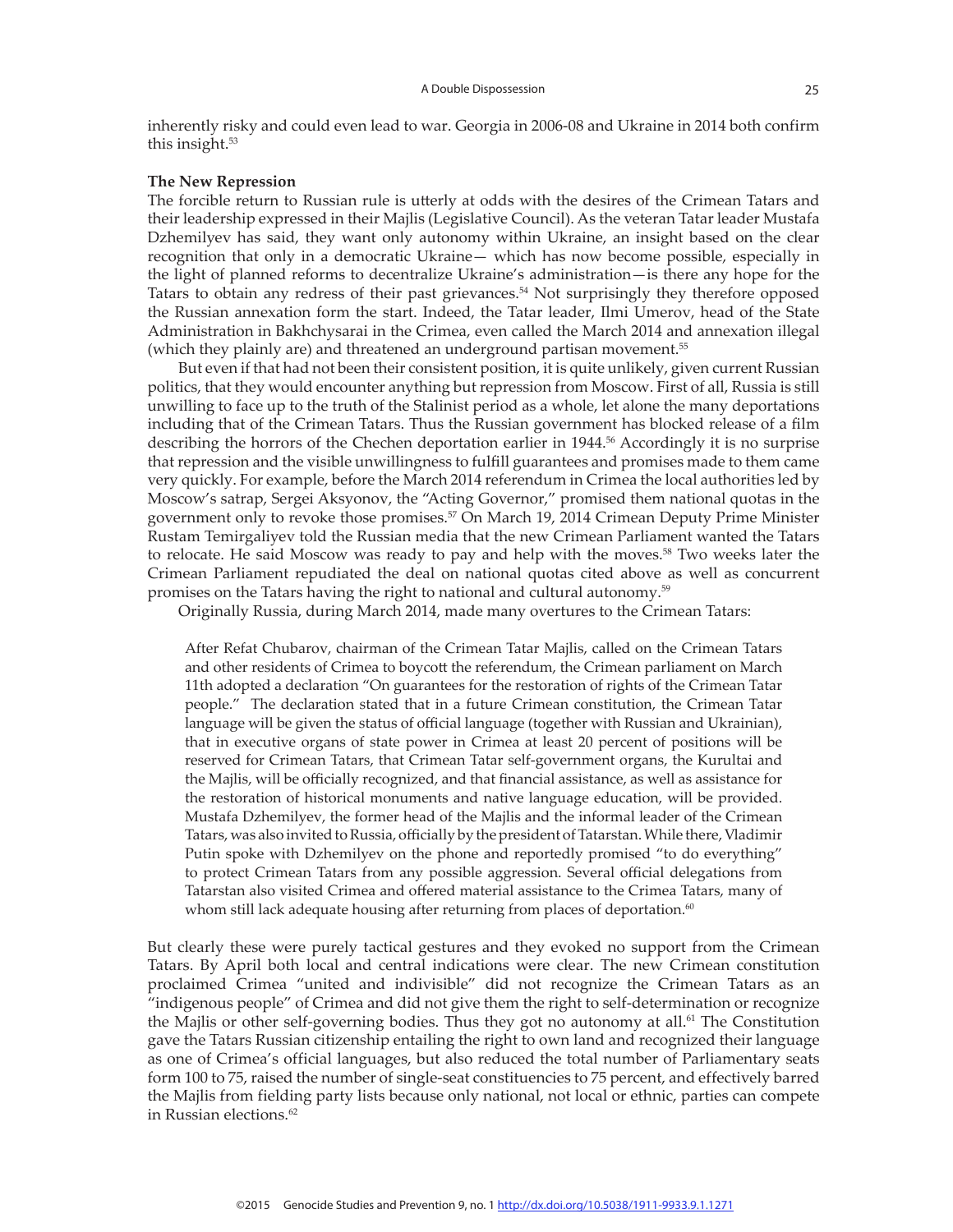inherently risky and could even lead to war. Georgia in 2006-08 and Ukraine in 2014 both confirm this insight.[53]

**The New Repression**

The forcible return to Russian rule is utterly at odds with the desires of the Crimean Tatars and their leadership expressed in their Majlis (Legislative Council). As the veteran Tatar leader Mustafa Dzhemilyev has said, they want only autonomy within Ukraine, an insight based on the clear recognition that only in a democratic Ukraine— which has now become possible, especially in the light of planned reforms to decentralize Ukraine's administration—is there any hope for the Tatars to obtain any redress of their past grievances.[54] Not surprisingly they therefore opposed the Russian annexation form the start. Indeed, the Tatar leader, Ilmi Umerov, head of the State Administration in Bakhchysarai in the Crimea, even called the March 2014 and annexation illegal (which they plainly are) and threatened an underground partisan movement.[55]

But even if that had not been their consistent position, it is quite unlikely, given current Russian politics, that they would encounter anything but repression from Moscow. First of all, Russia is still unwilling to face up to the truth of the Stalinist period as a whole, let alone the many deportations including that of the Crimean Tatars. Thus the Russian government has blocked release of a film describing the horrors of the Chechen deportation earlier in 1944.[56] Accordingly it is no surprise that repression and the visible unwillingness to fulfill guarantees and promises made to them came very quickly. For example, before the March 2014 referendum in Crimea the local authorities led by Moscow's satrap, Sergei Aksyonov, the "Acting Governor," promised them national quotas in the government only to revoke those promises.[57] On March 19, 2014 Crimean Deputy Prime Minister Rustam Temirgaliyev told the Russian media that the new Crimean Parliament wanted the Tatars to relocate. He said Moscow was ready to pay and help with the moves.[58] Two weeks later the Crimean Parliament repudiated the deal on national quotas cited above as well as concurrent promises on the Tatars having the right to national and cultural autonomy.[59]

Originally Russia, during March 2014, made many overtures to the Crimean Tatars:

> After Refat Chubarov, chairman of the Crimean Tatar Majlis, called on the Crimean Tatars and other residents of Crimea to boycott the referendum, the Crimean parliament on March 11th adopted a declaration "On guarantees for the restoration of rights of the Crimean Tatar people." The declaration stated that in a future Crimean constitution, the Crimean Tatar language will be given the status of official language (together with Russian and Ukrainian), that in executive organs of state power in Crimea at least 20 percent of positions will be reserved for Crimean Tatars, that Crimean Tatar self-government organs, the Kurultai and the Majlis, will be officially recognized, and that financial assistance, as well as assistance for the restoration of historical monuments and native language education, will be provided. Mustafa Dzhemilyev, the former head of the Majlis and the informal leader of the Crimean Tatars, was also invited to Russia, officially by the president of Tatarstan. While there, Vladimir Putin spoke with Dzhemilyev on the phone and reportedly promised "to do everything" to protect Crimean Tatars from any possible aggression. Several official delegations from Tatarstan also visited Crimea and offered material assistance to the Crimea Tatars, many of whom still lack adequate housing after returning from places of deportation.[60]

But clearly these were purely tactical gestures and they evoked no support from the Crimean Tatars. By April both local and central indications were clear. The new Crimean constitution proclaimed Crimea "united and indivisible" did not recognize the Crimean Tatars as an "indigenous people" of Crimea and did not give them the right to self-determination or recognize the Majlis or other self-governing bodies. Thus they got no autonomy at all.[61] The Constitution gave the Tatars Russian citizenship entailing the right to own land and recognized their language as one of Crimea's official languages, but also reduced the total number of Parliamentary seats form 100 to 75, raised the number of single-seat constituencies to 75 percent, and effectively barred the Majlis from fielding party lists because only national, not local or ethnic, parties can compete in Russian elections.[62]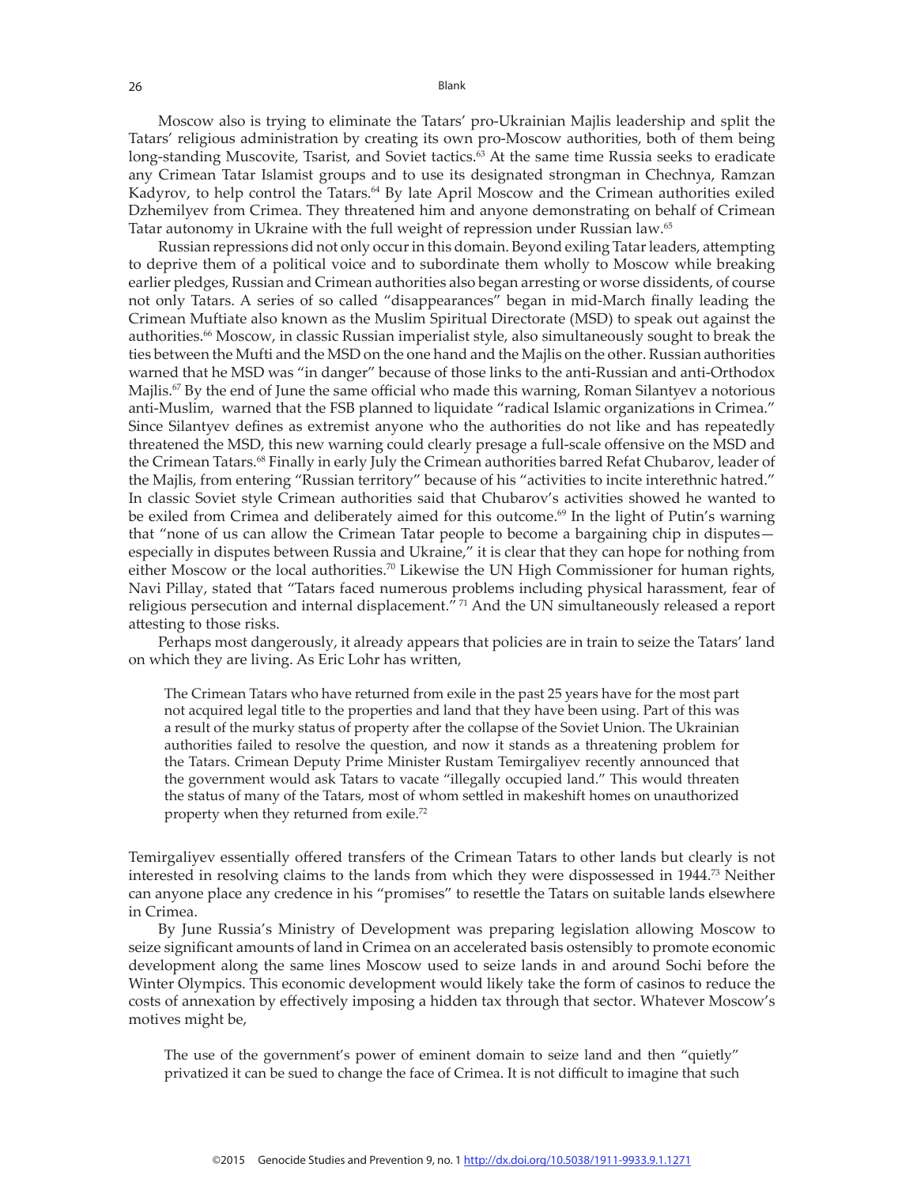Moscow also is trying to eliminate the Tatars' pro-Ukrainian Majlis leadership and split the Tatars' religious administration by creating its own pro-Moscow authorities, both of them being long-standing Muscovite, Tsarist, and Soviet tactics.[63] At the same time Russia seeks to eradicate any Crimean Tatar Islamist groups and to use its designated strongman in Chechnya, Ramzan Kadyrov, to help control the Tatars.[64] By late April Moscow and the Crimean authorities exiled Dzhemilyev from Crimea. They threatened him and anyone demonstrating on behalf of Crimean Tatar autonomy in Ukraine with the full weight of repression under Russian law.[65]

Russian repressions did not only occur in this domain. Beyond exiling Tatar leaders, attempting to deprive them of a political voice and to subordinate them wholly to Moscow while breaking earlier pledges, Russian and Crimean authorities also began arresting or worse dissidents, of course not only Tatars. A series of so called "disappearances" began in mid-March finally leading the Crimean Muftiate also known as the Muslim Spiritual Directorate (MSD) to speak out against the authorities.[66] Moscow, in classic Russian imperialist style, also simultaneously sought to break the ties between the Mufti and the MSD on the one hand and the Majlis on the other. Russian authorities warned that he MSD was "in danger" because of those links to the anti-Russian and anti-Orthodox Majlis.[67] By the end of June the same official who made this warning, Roman Silantyev a notorious anti-Muslim, warned that the FSB planned to liquidate "radical Islamic organizations in Crimea." Since Silantyev defines as extremist anyone who the authorities do not like and has repeatedly threatened the MSD, this new warning could clearly presage a full-scale offensive on the MSD and the Crimean Tatars.[68] Finally in early July the Crimean authorities barred Refat Chubarov, leader of the Majlis, from entering "Russian territory" because of his "activities to incite interethnic hatred." In classic Soviet style Crimean authorities said that Chubarov's activities showed he wanted to be exiled from Crimea and deliberately aimed for this outcome.[69] In the light of Putin's warning that "none of us can allow the Crimean Tatar people to become a bargaining chip in disputes—especially in disputes between Russia and Ukraine," it is clear that they can hope for nothing from either Moscow or the local authorities.[70] Likewise the UN High Commissioner for human rights, Navi Pillay, stated that "Tatars faced numerous problems including physical harassment, fear of religious persecution and internal displacement."[71] And the UN simultaneously released a report attesting to those risks.

Perhaps most dangerously, it already appears that policies are in train to seize the Tatars' land on which they are living. As Eric Lohr has written,

> The Crimean Tatars who have returned from exile in the past 25 years have for the most part not acquired legal title to the properties and land that they have been using. Part of this was a result of the murky status of property after the collapse of the Soviet Union. The Ukrainian authorities failed to resolve the question, and now it stands as a threatening problem for the Tatars. Crimean Deputy Prime Minister Rustam Temirgaliyev recently announced that the government would ask Tatars to vacate "illegally occupied land." This would threaten the status of many of the Tatars, most of whom settled in makeshift homes on unauthorized property when they returned from exile.[72]

Temirgaliyev essentially offered transfers of the Crimean Tatars to other lands but clearly is not interested in resolving claims to the lands from which they were dispossessed in 1944.[73] Neither can anyone place any credence in his "promises" to resettle the Tatars on suitable lands elsewhere in Crimea.

By June Russia's Ministry of Development was preparing legislation allowing Moscow to seize significant amounts of land in Crimea on an accelerated basis ostensibly to promote economic development along the same lines Moscow used to seize lands in and around Sochi before the Winter Olympics. This economic development would likely take the form of casinos to reduce the costs of annexation by effectively imposing a hidden tax through that sector. Whatever Moscow's motives might be,

> The use of the government's power of eminent domain to seize land and then "quietly" privatized it can be sued to change the face of Crimea. It is not difficult to imagine that such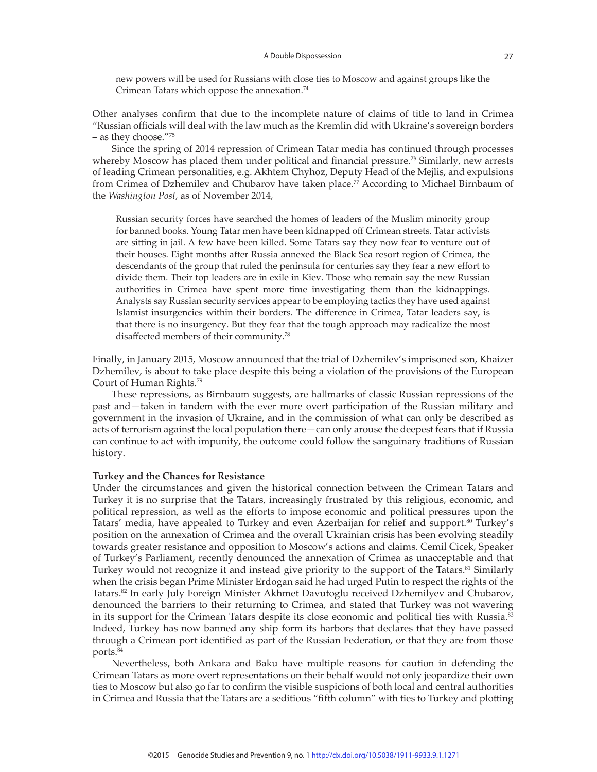> new powers will be used for Russians with close ties to Moscow and against groups like the Crimean Tatars which oppose the annexation.[74]

Other analyses confirm that due to the incomplete nature of claims of title to land in Crimea "Russian officials will deal with the law much as the Kremlin did with Ukraine's sovereign borders – as they choose."[75]

Since the spring of 2014 repression of Crimean Tatar media has continued through processes whereby Moscow has placed them under political and financial pressure.[76] Similarly, new arrests of leading Crimean personalities, e.g. Akhtem Chyhoz, Deputy Head of the Mejlis, and expulsions from Crimea of Dzhemilev and Chubarov have taken place.[77] According to Michael Birnbaum of the *Washington Post*, as of November 2014,

> Russian security forces have searched the homes of leaders of the Muslim minority group for banned books. Young Tatar men have been kidnapped off Crimean streets. Tatar activists are sitting in jail. A few have been killed. Some Tatars say they now fear to venture out of their houses. Eight months after Russia annexed the Black Sea resort region of Crimea, the descendants of the group that ruled the peninsula for centuries say they fear a new effort to divide them. Their top leaders are in exile in Kiev. Those who remain say the new Russian authorities in Crimea have spent more time investigating them than the kidnappings. Analysts say Russian security services appear to be employing tactics they have used against Islamist insurgencies within their borders. The difference in Crimea, Tatar leaders say, is that there is no insurgency. But they fear that the tough approach may radicalize the most disaffected members of their community.[78]

Finally, in January 2015, Moscow announced that the trial of Dzhemilev's imprisoned son, Khaizer Dzhemilev, is about to take place despite this being a violation of the provisions of the European Court of Human Rights.[79]

These repressions, as Birnbaum suggests, are hallmarks of classic Russian repressions of the past and—taken in tandem with the ever more overt participation of the Russian military and government in the invasion of Ukraine, and in the commission of what can only be described as acts of terrorism against the local population there—can only arouse the deepest fears that if Russia can continue to act with impunity, the outcome could follow the sanguinary traditions of Russian history.

**Turkey and the Chances for Resistance**

Under the circumstances and given the historical connection between the Crimean Tatars and Turkey it is no surprise that the Tatars, increasingly frustrated by this religious, economic, and political repression, as well as the efforts to impose economic and political pressures upon the Tatars' media, have appealed to Turkey and even Azerbaijan for relief and support.[80] Turkey's position on the annexation of Crimea and the overall Ukrainian crisis has been evolving steadily towards greater resistance and opposition to Moscow's actions and claims. Cemil Cicek, Speaker of Turkey's Parliament, recently denounced the annexation of Crimea as unacceptable and that Turkey would not recognize it and instead give priority to the support of the Tatars.[81] Similarly when the crisis began Prime Minister Erdogan said he had urged Putin to respect the rights of the Tatars.[82] In early July Foreign Minister Akhmet Davutoglu received Dzhemilyev and Chubarov, denounced the barriers to their returning to Crimea, and stated that Turkey was not wavering in its support for the Crimean Tatars despite its close economic and political ties with Russia.[83] Indeed, Turkey has now banned any ship form its harbors that declares that they have passed through a Crimean port identified as part of the Russian Federation, or that they are from those ports.[84]

Nevertheless, both Ankara and Baku have multiple reasons for caution in defending the Crimean Tatars as more overt representations on their behalf would not only jeopardize their own ties to Moscow but also go far to confirm the visible suspicions of both local and central authorities in Crimea and Russia that the Tatars are a seditious "fifth column" with ties to Turkey and plotting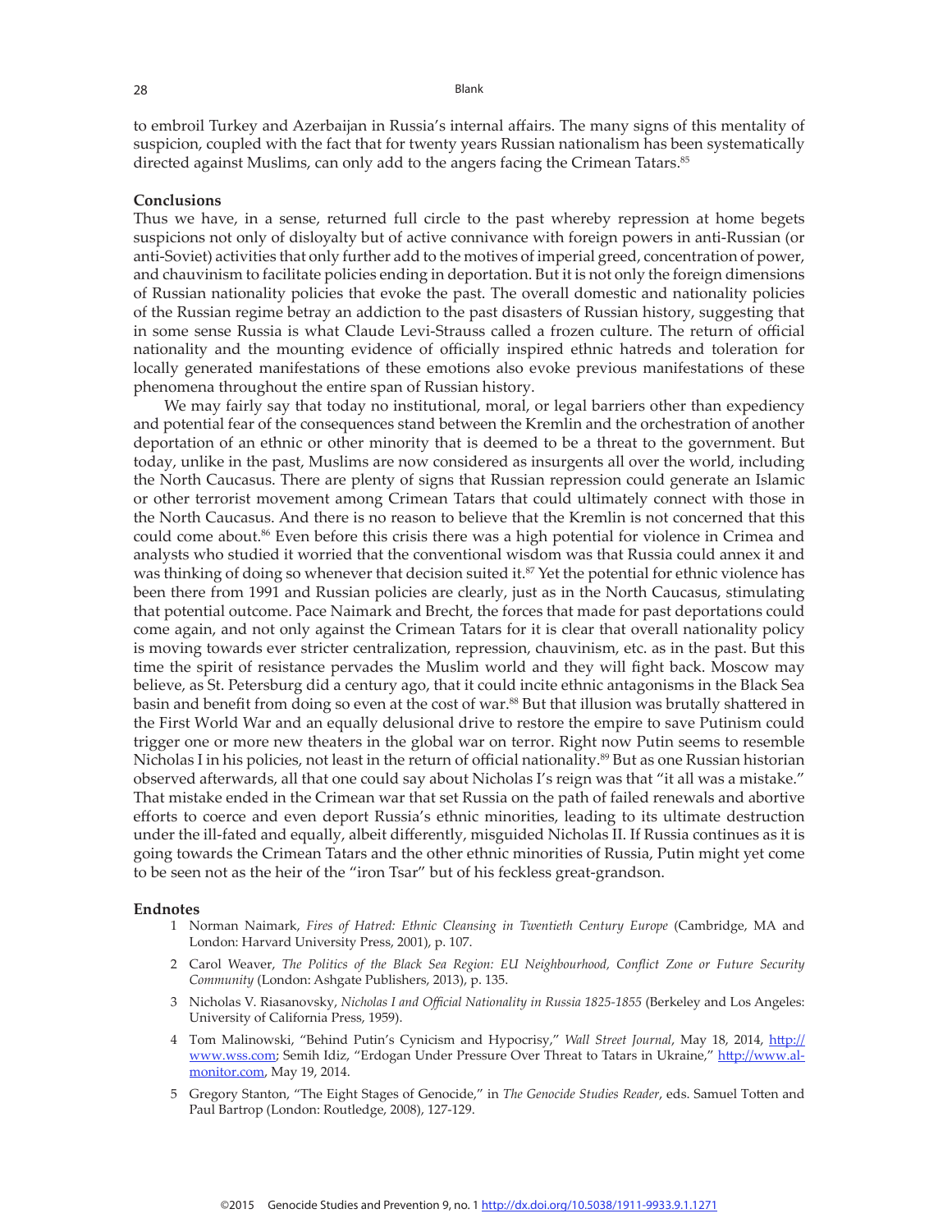to embroil Turkey and Azerbaijan in Russia's internal affairs. The many signs of this mentality of suspicion, coupled with the fact that for twenty years Russian nationalism has been systematically directed against Muslims, can only add to the angers facing the Crimean Tatars.[85]

## Conclusions

Thus we have, in a sense, returned full circle to the past whereby repression at home begets suspicions not only of disloyalty but of active connivance with foreign powers in anti-Russian (or anti-Soviet) activities that only further add to the motives of imperial greed, concentration of power, and chauvinism to facilitate policies ending in deportation. But it is not only the foreign dimensions of Russian nationality policies that evoke the past. The overall domestic and nationality policies of the Russian regime betray an addiction to the past disasters of Russian history, suggesting that in some sense Russia is what Claude Levi-Strauss called a frozen culture. The return of official nationality and the mounting evidence of officially inspired ethnic hatreds and toleration for locally generated manifestations of these emotions also evoke previous manifestations of these phenomena throughout the entire span of Russian history.

We may fairly say that today no institutional, moral, or legal barriers other than expediency and potential fear of the consequences stand between the Kremlin and the orchestration of another deportation of an ethnic or other minority that is deemed to be a threat to the government. But today, unlike in the past, Muslims are now considered as insurgents all over the world, including the North Caucasus. There are plenty of signs that Russian repression could generate an Islamic or other terrorist movement among Crimean Tatars that could ultimately connect with those in the North Caucasus. And there is no reason to believe that the Kremlin is not concerned that this could come about.[86] Even before this crisis there was a high potential for violence in Crimea and analysts who studied it worried that the conventional wisdom was that Russia could annex it and was thinking of doing so whenever that decision suited it.[87] Yet the potential for ethnic violence has been there from 1991 and Russian policies are clearly, just as in the North Caucasus, stimulating that potential outcome. Pace Naimark and Brecht, the forces that made for past deportations could come again, and not only against the Crimean Tatars for it is clear that overall nationality policy is moving towards ever stricter centralization, repression, chauvinism, etc. as in the past. But this time the spirit of resistance pervades the Muslim world and they will fight back. Moscow may believe, as St. Petersburg did a century ago, that it could incite ethnic antagonisms in the Black Sea basin and benefit from doing so even at the cost of war.[88] But that illusion was brutally shattered in the First World War and an equally delusional drive to restore the empire to save Putinism could trigger one or more new theaters in the global war on terror. Right now Putin seems to resemble Nicholas I in his policies, not least in the return of official nationality.[89] But as one Russian historian observed afterwards, all that one could say about Nicholas I's reign was that "it all was a mistake." That mistake ended in the Crimean war that set Russia on the path of failed renewals and abortive efforts to coerce and even deport Russia's ethnic minorities, leading to its ultimate destruction under the ill-fated and equally, albeit differently, misguided Nicholas II. If Russia continues as it is going towards the Crimean Tatars and the other ethnic minorities of Russia, Putin might yet come to be seen not as the heir of the "iron Tsar" but of his feckless great-grandson.

## Endnotes

1. Norman Naimark, *Fires of Hatred: Ethnic Cleansing in Twentieth Century Europe* (Cambridge, MA and London: Harvard University Press, 2001), p. 107.
2. Carol Weaver, *The Politics of the Black Sea Region: EU Neighbourhood, Conflict Zone or Future Security Community* (London: Ashgate Publishers, 2013), p. 135.
3. Nicholas V. Riasanovsky, *Nicholas I and Official Nationality in Russia 1825-1855* (Berkeley and Los Angeles: University of California Press, 1959).
4. Tom Malinowski, "Behind Putin's Cynicism and Hypocrisy," *Wall Street Journal*, May 18, 2014, http://www.wss.com; Semih Idiz, "Erdogan Under Pressure Over Threat to Tatars in Ukraine," http://www.al-monitor.com, May 19, 2014.
5. Gregory Stanton, "The Eight Stages of Genocide," in *The Genocide Studies Reader*, eds. Samuel Totten and Paul Bartrop (London: Routledge, 2008), 127-129.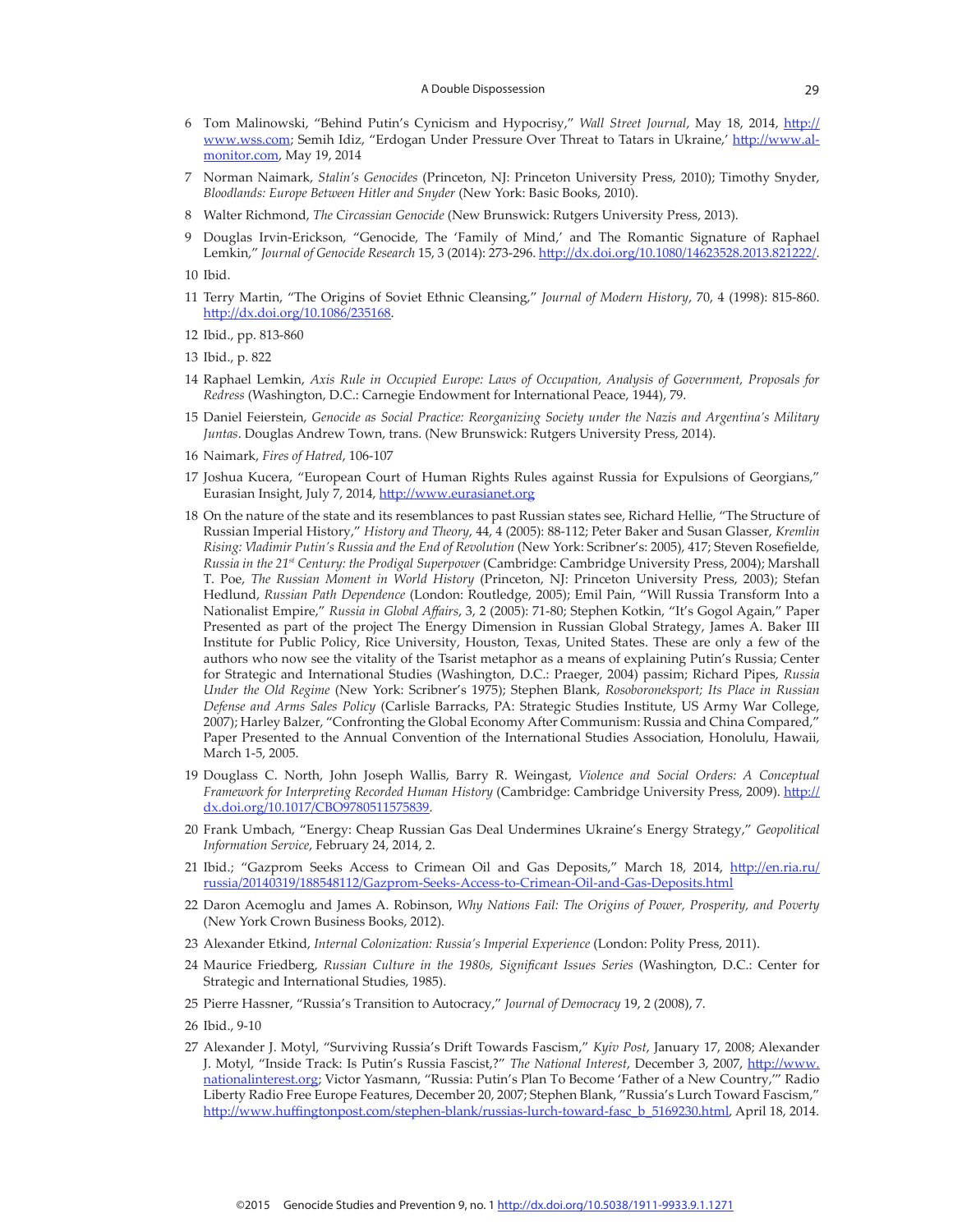6 Tom Malinowski, "Behind Putin's Cynicism and Hypocrisy," *Wall Street Journal*, May 18, 2014, http://www.wss.com; Semih Idiz, "Erdogan Under Pressure Over Threat to Tatars in Ukraine,' http://www.al-monitor.com, May 19, 2014

7 Norman Naimark, *Stalin's Genocides* (Princeton, NJ: Princeton University Press, 2010); Timothy Snyder, *Bloodlands: Europe Between Hitler and Snyder* (New York: Basic Books, 2010).

8 Walter Richmond, *The Circassian Genocide* (New Brunswick: Rutgers University Press, 2013).

9 Douglas Irvin-Erickson, "Genocide, The 'Family of Mind,' and The Romantic Signature of Raphael Lemkin," *Journal of Genocide Research* 15, 3 (2014): 273-296. http://dx.doi.org/10.1080/14623528.2013.821222/.

10 Ibid.

11 Terry Martin, "The Origins of Soviet Ethnic Cleansing," *Journal of Modern History*, 70, 4 (1998): 815-860. http://dx.doi.org/10.1086/235168.

12 Ibid., pp. 813-860

13 Ibid., p. 822

14 Raphael Lemkin, *Axis Rule in Occupied Europe: Laws of Occupation, Analysis of Government, Proposals for Redress* (Washington, D.C.: Carnegie Endowment for International Peace, 1944), 79.

15 Daniel Feierstein, *Genocide as Social Practice: Reorganizing Society under the Nazis and Argentina's Military Juntas*. Douglas Andrew Town, trans. (New Brunswick: Rutgers University Press, 2014).

16 Naimark, *Fires of Hatred*, 106-107

17 Joshua Kucera, "European Court of Human Rights Rules against Russia for Expulsions of Georgians," Eurasian Insight, July 7, 2014, http://www.eurasianet.org

18 On the nature of the state and its resemblances to past Russian states see, Richard Hellie, "The Structure of Russian Imperial History," *History and Theory*, 44, 4 (2005): 88-112; Peter Baker and Susan Glasser, *Kremlin Rising: Vladimir Putin's Russia and the End of Revolution* (New York: Scribner's: 2005), 417; Steven Rosefielde, *Russia in the 21st Century: the Prodigal Superpower* (Cambridge: Cambridge University Press, 2004); Marshall T. Poe, *The Russian Moment in World History* (Princeton, NJ: Princeton University Press, 2003); Stefan Hedlund, *Russian Path Dependence* (London: Routledge, 2005); Emil Pain, "Will Russia Transform Into a Nationalist Empire," *Russia in Global Affairs*, 3, 2 (2005): 71-80; Stephen Kotkin, "It's Gogol Again," Paper Presented as part of the project The Energy Dimension in Russian Global Strategy, James A. Baker III Institute for Public Policy, Rice University, Houston, Texas, United States. These are only a few of the authors who now see the vitality of the Tsarist metaphor as a means of explaining Putin's Russia; Center for Strategic and International Studies (Washington, D.C.: Praeger, 2004) passim; Richard Pipes, *Russia Under the Old Regime* (New York: Scribner's 1975); Stephen Blank, *Rosoboroneksport; Its Place in Russian Defense and Arms Sales Policy* (Carlisle Barracks, PA: Strategic Studies Institute, US Army War College, 2007); Harley Balzer, "Confronting the Global Economy After Communism: Russia and China Compared," Paper Presented to the Annual Convention of the International Studies Association, Honolulu, Hawaii, March 1-5, 2005.

19 Douglass C. North, John Joseph Wallis, Barry R. Weingast, *Violence and Social Orders: A Conceptual Framework for Interpreting Recorded Human History* (Cambridge: Cambridge University Press, 2009). http://dx.doi.org/10.1017/CBO9780511575839.

20 Frank Umbach, "Energy: Cheap Russian Gas Deal Undermines Ukraine's Energy Strategy," *Geopolitical Information Service*, February 24, 2014, 2.

21 Ibid.; "Gazprom Seeks Access to Crimean Oil and Gas Deposits," March 18, 2014, http://en.ria.ru/russia/20140319/188548112/Gazprom-Seeks-Access-to-Crimean-Oil-and-Gas-Deposits.html

22 Daron Acemoglu and James A. Robinson, *Why Nations Fail: The Origins of Power, Prosperity, and Poverty* (New York Crown Business Books, 2012).

23 Alexander Etkind, *Internal Colonization: Russia's Imperial Experience* (London: Polity Press, 2011).

24 Maurice Friedberg, *Russian Culture in the 1980s, Significant Issues Series* (Washington, D.C.: Center for Strategic and International Studies, 1985).

25 Pierre Hassner, "Russia's Transition to Autocracy," *Journal of Democracy* 19, 2 (2008), 7.

26 Ibid., 9-10

27 Alexander J. Motyl, "Surviving Russia's Drift Towards Fascism," *Kyiv Post*, January 17, 2008; Alexander J. Motyl, "Inside Track: Is Putin's Russia Fascist,?" *The National Interest*, December 3, 2007, http://www.nationalinterest.org; Victor Yasmann, "Russia: Putin's Plan To Become 'Father of a New Country,'" Radio Liberty Radio Free Europe Features, December 20, 2007; Stephen Blank, "Russia's Lurch Toward Fascism," http://www.huffingtonpost.com/stephen-blank/russias-lurch-toward-fasc_b_5169230.html, April 18, 2014.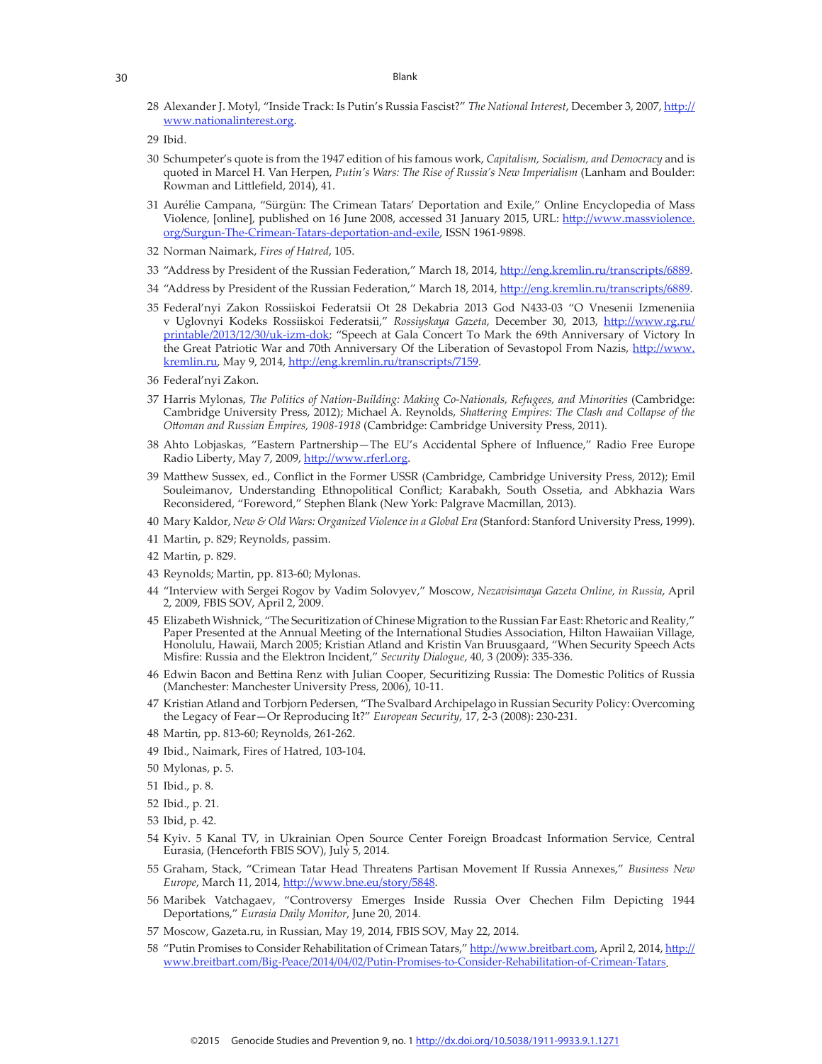28 Alexander J. Motyl, "Inside Track: Is Putin's Russia Fascist?" *The National Interest*, December 3, 2007, http://www.nationalinterest.org.

29 Ibid.

30 Schumpeter's quote is from the 1947 edition of his famous work, *Capitalism, Socialism, and Democracy* and is quoted in Marcel H. Van Herpen, *Putin's Wars: The Rise of Russia's New Imperialism* (Lanham and Boulder: Rowman and Littlefield, 2014), 41.

31 Aurélie Campana, "Sürgün: The Crimean Tatars' Deportation and Exile," Online Encyclopedia of Mass Violence, [online], published on 16 June 2008, accessed 31 January 2015, URL: http://www.massviolence.org/Surgun-The-Crimean-Tatars-deportation-and-exile, ISSN 1961-9898.

32 Norman Naimark, *Fires of Hatred*, 105.

33 "Address by President of the Russian Federation," March 18, 2014, http://eng.kremlin.ru/transcripts/6889.

34 "Address by President of the Russian Federation," March 18, 2014, http://eng.kremlin.ru/transcripts/6889.

35 Federal'nyi Zakon Rossiiskoi Federatsii Ot 28 Dekabria 2013 God N433-03 "O Vnesenii Izmeneniia v Uglovnyi Kodeks Rossiiskoi Federatsii," *Rossiyskaya Gazeta*, December 30, 2013, http://www.rg.ru/printable/2013/12/30/uk-izm-dok; "Speech at Gala Concert To Mark the 69th Anniversary of Victory In the Great Patriotic War and 70th Anniversary Of the Liberation of Sevastopol From Nazis, http://www.kremlin.ru, May 9, 2014, http://eng.kremlin.ru/transcripts/7159.

36 Federal'nyi Zakon.

37 Harris Mylonas, *The Politics of Nation-Building: Making Co-Nationals, Refugees, and Minorities* (Cambridge: Cambridge University Press, 2012); Michael A. Reynolds, *Shattering Empires: The Clash and Collapse of the Ottoman and Russian Empires, 1908-1918* (Cambridge: Cambridge University Press, 2011).

38 Ahto Lobjaskas, "Eastern Partnership—The EU's Accidental Sphere of Influence," Radio Free Europe Radio Liberty, May 7, 2009, http://www.rferl.org.

39 Matthew Sussex, ed., Conflict in the Former USSR (Cambridge, Cambridge University Press, 2012); Emil Souleimanov, Understanding Ethnopolitical Conflict; Karabakh, South Ossetia, and Abkhazia Wars Reconsidered, "Foreword," Stephen Blank (New York: Palgrave Macmillan, 2013).

40 Mary Kaldor, *New & Old Wars: Organized Violence in a Global Era* (Stanford: Stanford University Press, 1999).

41 Martin, p. 829; Reynolds, passim.

42 Martin, p. 829.

43 Reynolds; Martin, pp. 813-60; Mylonas.

44 "Interview with Sergei Rogov by Vadim Solovyev," Moscow, *Nezavisimaya Gazeta Online, in Russia*, April 2, 2009, FBIS SOV, April 2, 2009.

45 Elizabeth Wishnick, "The Securitization of Chinese Migration to the Russian Far East: Rhetoric and Reality," Paper Presented at the Annual Meeting of the International Studies Association, Hilton Hawaiian Village, Honolulu, Hawaii, March 2005; Kristian Atland and Kristin Van Bruusgaard, "When Security Speech Acts Misfire: Russia and the Elektron Incident," *Security Dialogue*, 40, 3 (2009): 335-336.

46 Edwin Bacon and Bettina Renz with Julian Cooper, Securitizing Russia: The Domestic Politics of Russia (Manchester: Manchester University Press, 2006), 10-11.

47 Kristian Atland and Torbjorn Pedersen, "The Svalbard Archipelago in Russian Security Policy: Overcoming the Legacy of Fear—Or Reproducing It?" *European Security*, 17, 2-3 (2008): 230-231.

48 Martin, pp. 813-60; Reynolds, 261-262.

49 Ibid., Naimark, Fires of Hatred, 103-104.

50 Mylonas, p. 5.

51 Ibid., p. 8.

52 Ibid., p. 21.

53 Ibid, p. 42.

54 Kyiv. 5 Kanal TV, in Ukrainian Open Source Center Foreign Broadcast Information Service, Central Eurasia, (Henceforth FBIS SOV), July 5, 2014.

55 Graham, Stack, "Crimean Tatar Head Threatens Partisan Movement If Russia Annexes," *Business New Europe*, March 11, 2014, http://www.bne.eu/story/5848.

56 Maribek Vatchagaev, "Controversy Emerges Inside Russia Over Chechen Film Depicting 1944 Deportations," *Eurasia Daily Monitor*, June 20, 2014.

57 Moscow, Gazeta.ru, in Russian, May 19, 2014, FBIS SOV, May 22, 2014.

58 "Putin Promises to Consider Rehabilitation of Crimean Tatars," http://www.breitbart.com, April 2, 2014, http://www.breitbart.com/Big-Peace/2014/04/02/Putin-Promises-to-Consider-Rehabilitation-of-Crimean-Tatars.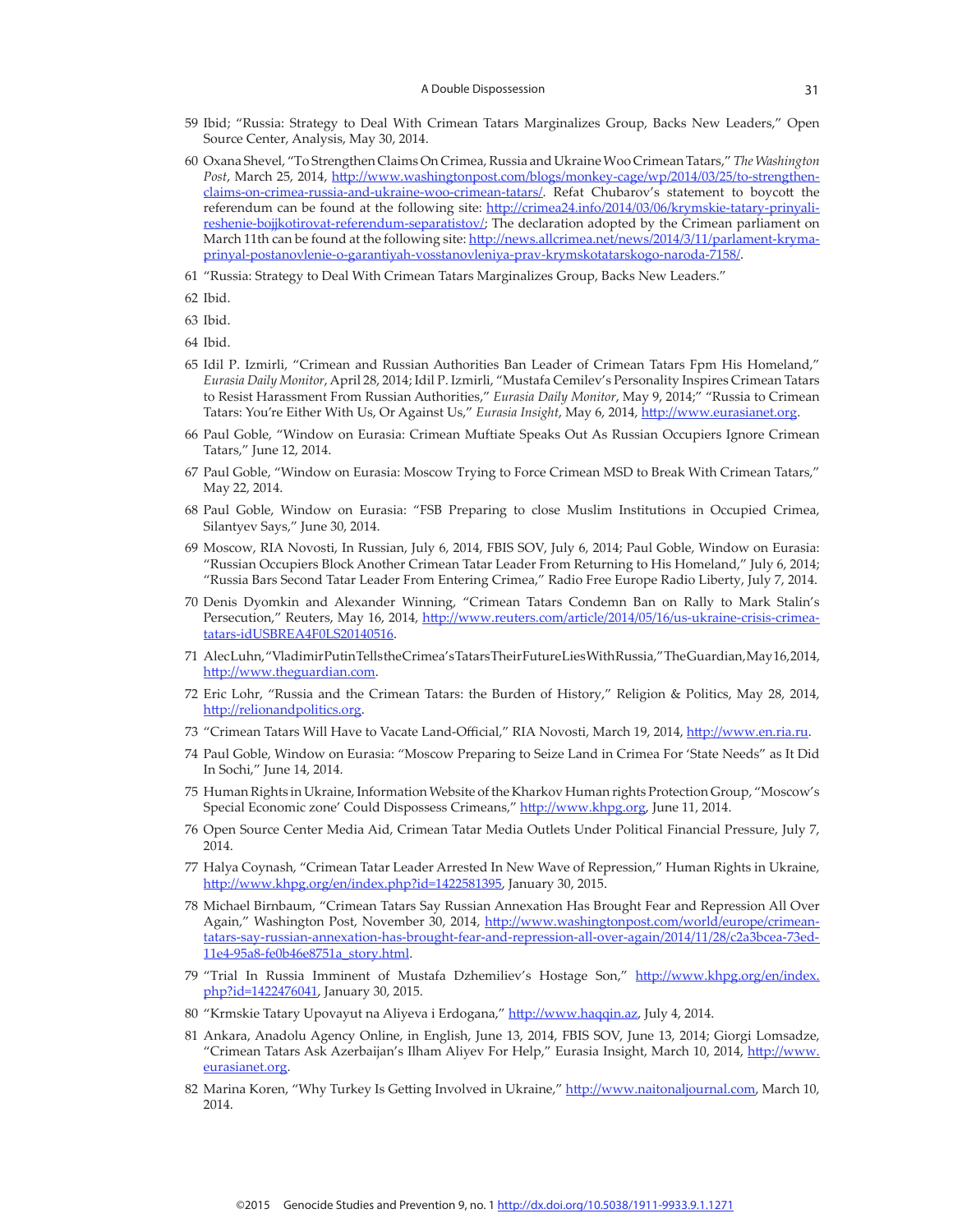59 Ibid; "Russia: Strategy to Deal With Crimean Tatars Marginalizes Group, Backs New Leaders," Open Source Center, Analysis, May 30, 2014.

60 Oxana Shevel, "To Strengthen Claims On Crimea, Russia and Ukraine Woo Crimean Tatars," *The Washington Post*, March 25, 2014, http://www.washingtonpost.com/blogs/monkey-cage/wp/2014/03/25/to-strengthen-claims-on-crimea-russia-and-ukraine-woo-crimean-tatars/. Refat Chubarov's statement to boycott the referendum can be found at the following site: http://crimea24.info/2014/03/06/krymskie-tatary-prinyali-reshenie-bojjkotirovat-referendum-separatistov/; The declaration adopted by the Crimean parliament on March 11th can be found at the following site: http://news.allcrimea.net/news/2014/3/11/parlament-kryma-prinyal-postanovlenie-o-garantiyah-vosstanovleniya-prav-krymskotatarskogo-naroda-7158/.

61 "Russia: Strategy to Deal With Crimean Tatars Marginalizes Group, Backs New Leaders."

62 Ibid.

63 Ibid.

64 Ibid.

65 Idil P. Izmirli, "Crimean and Russian Authorities Ban Leader of Crimean Tatars Fpm His Homeland," *Eurasia Daily Monitor*, April 28, 2014; Idil P. Izmirli, "Mustafa Cemilev's Personality Inspires Crimean Tatars to Resist Harassment From Russian Authorities," *Eurasia Daily Monitor*, May 9, 2014;" "Russia to Crimean Tatars: You're Either With Us, Or Against Us," *Eurasia Insight*, May 6, 2014, http://www.eurasianet.org.

66 Paul Goble, "Window on Eurasia: Crimean Muftiate Speaks Out As Russian Occupiers Ignore Crimean Tatars," June 12, 2014.

67 Paul Goble, "Window on Eurasia: Moscow Trying to Force Crimean MSD to Break With Crimean Tatars," May 22, 2014.

68 Paul Goble, Window on Eurasia: "FSB Preparing to close Muslim Institutions in Occupied Crimea, Silantyev Says," June 30, 2014.

69 Moscow, RIA Novosti, In Russian, July 6, 2014, FBIS SOV, July 6, 2014; Paul Goble, Window on Eurasia: "Russian Occupiers Block Another Crimean Tatar Leader From Returning to His Homeland," July 6, 2014; "Russia Bars Second Tatar Leader From Entering Crimea," Radio Free Europe Radio Liberty, July 7, 2014.

70 Denis Dyomkin and Alexander Winning, "Crimean Tatars Condemn Ban on Rally to Mark Stalin's Persecution," Reuters, May 16, 2014, http://www.reuters.com/article/2014/05/16/us-ukraine-crisis-crimea-tatars-idUSBREA4F0LS20140516.

71 AlecLuhn,"VladimirPutinTellstheCrimea'sTatarsTheirFutureLiesWithRussia,"TheGuardian,May16,2014, http://www.theguardian.com.

72 Eric Lohr, "Russia and the Crimean Tatars: the Burden of History," Religion & Politics, May 28, 2014, http://relionandpolitics.org.

73 "Crimean Tatars Will Have to Vacate Land-Official," RIA Novosti, March 19, 2014, http://www.en.ria.ru.

74 Paul Goble, Window on Eurasia: "Moscow Preparing to Seize Land in Crimea For 'State Needs" as It Did In Sochi," June 14, 2014.

75 Human Rights in Ukraine, Information Website of the Kharkov Human rights Protection Group, "Moscow's Special Economic zone' Could Dispossess Crimeans," http://www.khpg.org, June 11, 2014.

76 Open Source Center Media Aid, Crimean Tatar Media Outlets Under Political Financial Pressure, July 7, 2014.

77 Halya Coynash, "Crimean Tatar Leader Arrested In New Wave of Repression," Human Rights in Ukraine, http://www.khpg.org/en/index.php?id=1422581395, January 30, 2015.

78 Michael Birnbaum, "Crimean Tatars Say Russian Annexation Has Brought Fear and Repression All Over Again," Washington Post, November 30, 2014, http://www.washingtonpost.com/world/europe/crimean-tatars-say-russian-annexation-has-brought-fear-and-repression-all-over-again/2014/11/28/c2a3bcea-73ed-11e4-95a8-fe0b46e8751a_story.html.

79 "Trial In Russia Imminent of Mustafa Dzhemiliev's Hostage Son," http://www.khpg.org/en/index.php?id=1422476041, January 30, 2015.

80 "Krmskie Tatary Upovayut na Aliyeva i Erdogana," http://www.haqqin.az, July 4, 2014.

81 Ankara, Anadolu Agency Online, in English, June 13, 2014, FBIS SOV, June 13, 2014; Giorgi Lomsadze, "Crimean Tatars Ask Azerbaijan's Ilham Aliyev For Help," Eurasia Insight, March 10, 2014, http://www.eurasianet.org.

82 Marina Koren, "Why Turkey Is Getting Involved in Ukraine," http://www.naitonaljournal.com, March 10, 2014.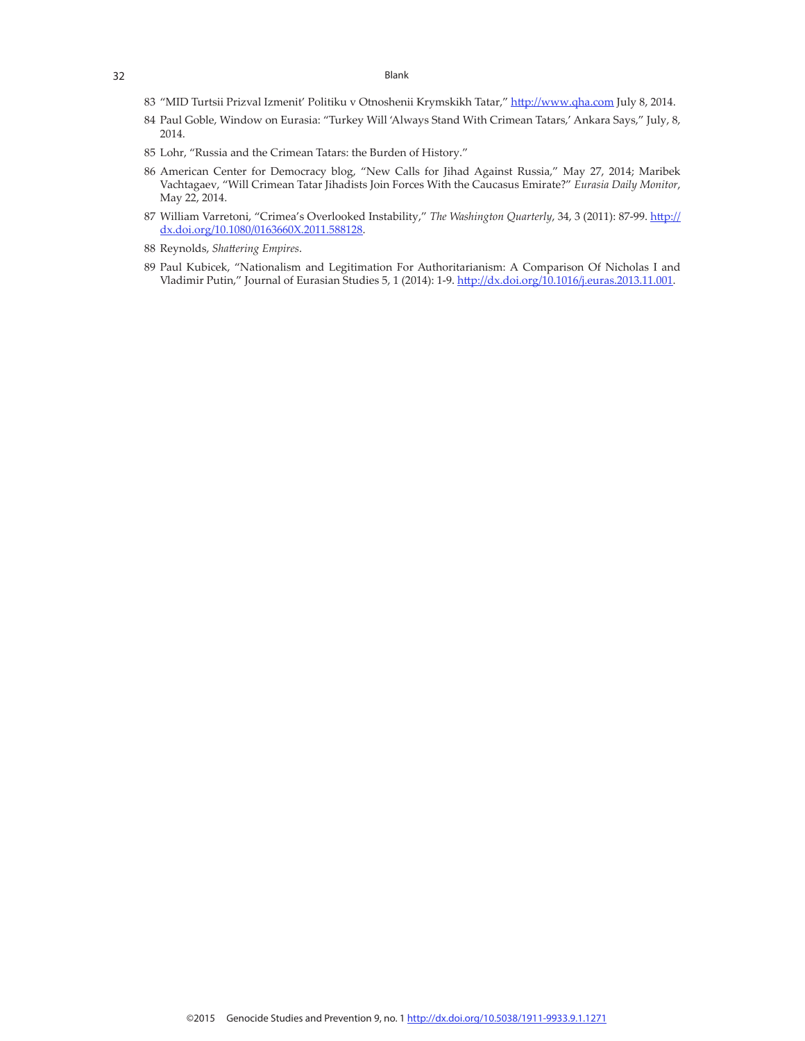83 “MID Turtsii Prizval Izmenit’ Politiku v Otnoshenii Krymskikh Tatar,” http://www.qha.com July 8, 2014.

84 Paul Goble, Window on Eurasia: “Turkey Will ‘Always Stand With Crimean Tatars,’ Ankara Says,” July, 8, 2014.

85 Lohr, “Russia and the Crimean Tatars: the Burden of History.”

86 American Center for Democracy blog, “New Calls for Jihad Against Russia,” May 27, 2014; Maribek Vachtagaev, “Will Crimean Tatar Jihadists Join Forces With the Caucasus Emirate?” *Eurasia Daily Monitor*, May 22, 2014.

87 William Varretoni, “Crimea’s Overlooked Instability,” *The Washington Quarterly*, 34, 3 (2011): 87-99. http://dx.doi.org/10.1080/0163660X.2011.588128.

88 Reynolds, *Shattering Empires*.

89 Paul Kubicek, “Nationalism and Legitimation For Authoritarianism: A Comparison Of Nicholas I and Vladimir Putin,” Journal of Eurasian Studies 5, 1 (2014): 1-9. http://dx.doi.org/10.1016/j.euras.2013.11.001.